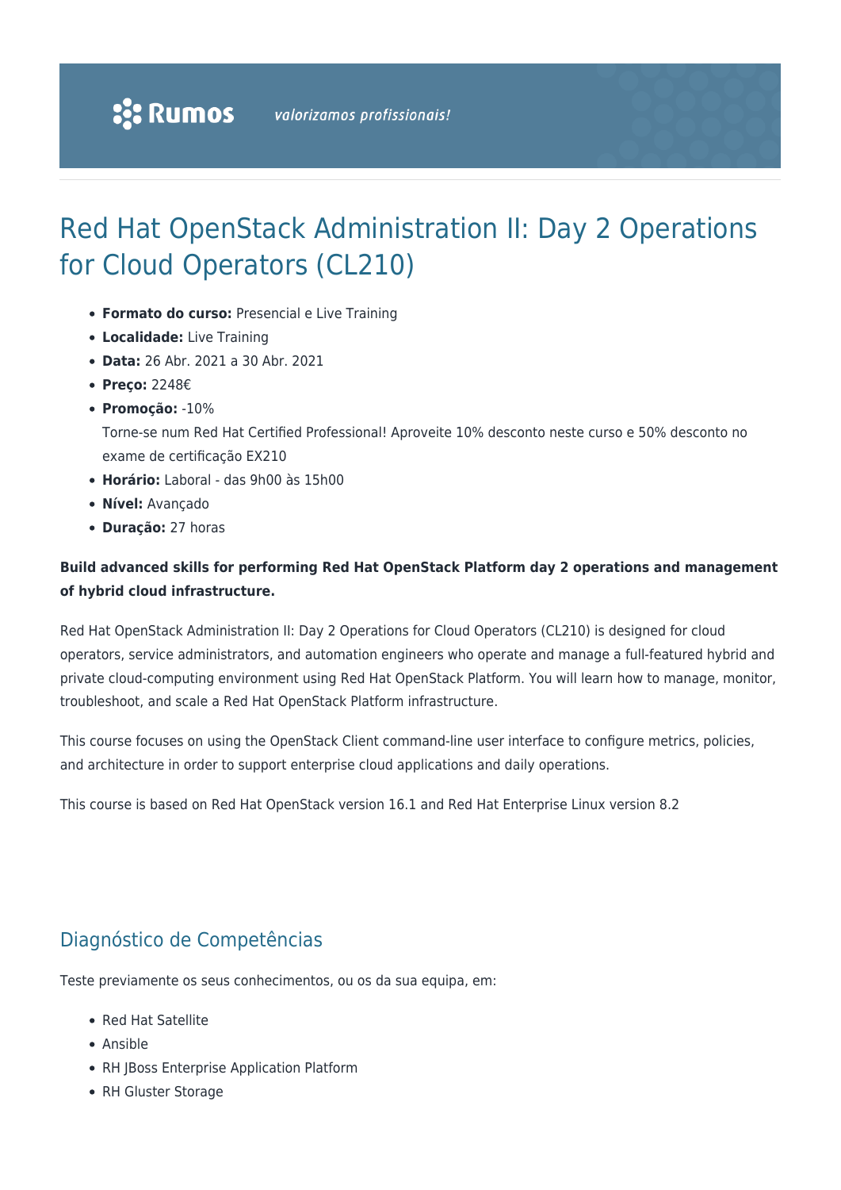# Red Hat OpenStack Administration II: Day 2 Operations for Cloud Operators (CL210)

- **Formato do curso:** Presencial e Live Training
- **Localidade:** Live Training
- **Data:** 26 Abr. 2021 a 30 Abr. 2021
- **Preço:** 2248€
- **Promoção:** -10%
  Torne-se num Red Hat Certified Professional! Aproveite 10% desconto neste curso e 50% desconto no exame de certificação EX210
- **Horário:** Laboral - das 9h00 às 15h00
- **Nível:** Avançado
- **Duração:** 27 horas

**Build advanced skills for performing Red Hat OpenStack Platform day 2 operations and management of hybrid cloud infrastructure.**

Red Hat OpenStack Administration II: Day 2 Operations for Cloud Operators (CL210) is designed for cloud operators, service administrators, and automation engineers who operate and manage a full-featured hybrid and private cloud-computing environment using Red Hat OpenStack Platform. You will learn how to manage, monitor, troubleshoot, and scale a Red Hat OpenStack Platform infrastructure.

This course focuses on using the OpenStack Client command-line user interface to configure metrics, policies, and architecture in order to support enterprise cloud applications and daily operations.

This course is based on Red Hat OpenStack version 16.1 and Red Hat Enterprise Linux version 8.2

## Diagnóstico de Competências

Teste previamente os seus conhecimentos, ou os da sua equipa, em:

- Red Hat Satellite
- Ansible
- RH JBoss Enterprise Application Platform
- RH Gluster Storage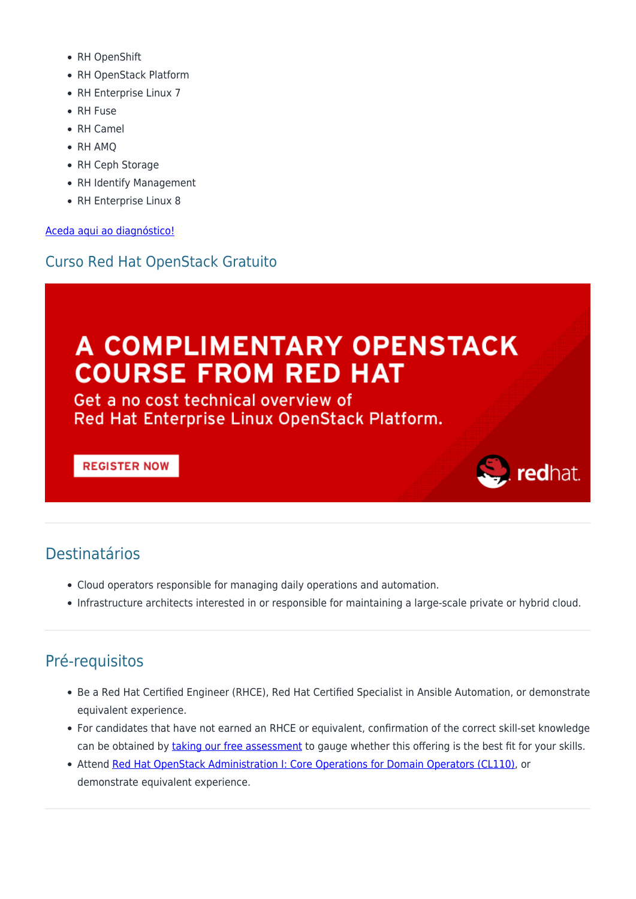- RH OpenShift
- RH OpenStack Platform
- RH Enterprise Linux 7
- RH Fuse
- RH Camel
- RH AMQ
- RH Ceph Storage
- RH Identify Management
- RH Enterprise Linux 8

[Aceda aqui ao diagnóstico!]

## Curso Red Hat OpenStack Gratuito

A COMPLIMENTARY OPENSTACK COURSE FROM RED HAT

Get a no cost technical overview of Red Hat Enterprise Linux OpenStack Platform.

REGISTER NOW

redhat.

---

## Destinatários

- Cloud operators responsible for managing daily operations and automation.
- Infrastructure architects interested in or responsible for maintaining a large-scale private or hybrid cloud.

---

## Pré-requisitos

- Be a Red Hat Certified Engineer (RHCE), Red Hat Certified Specialist in Ansible Automation, or demonstrate equivalent experience.
- For candidates that have not earned an RHCE or equivalent, confirmation of the correct skill-set knowledge can be obtained by taking our free assessment to gauge whether this offering is the best fit for your skills.
- Attend Red Hat OpenStack Administration I: Core Operations for Domain Operators (CL110), or demonstrate equivalent experience.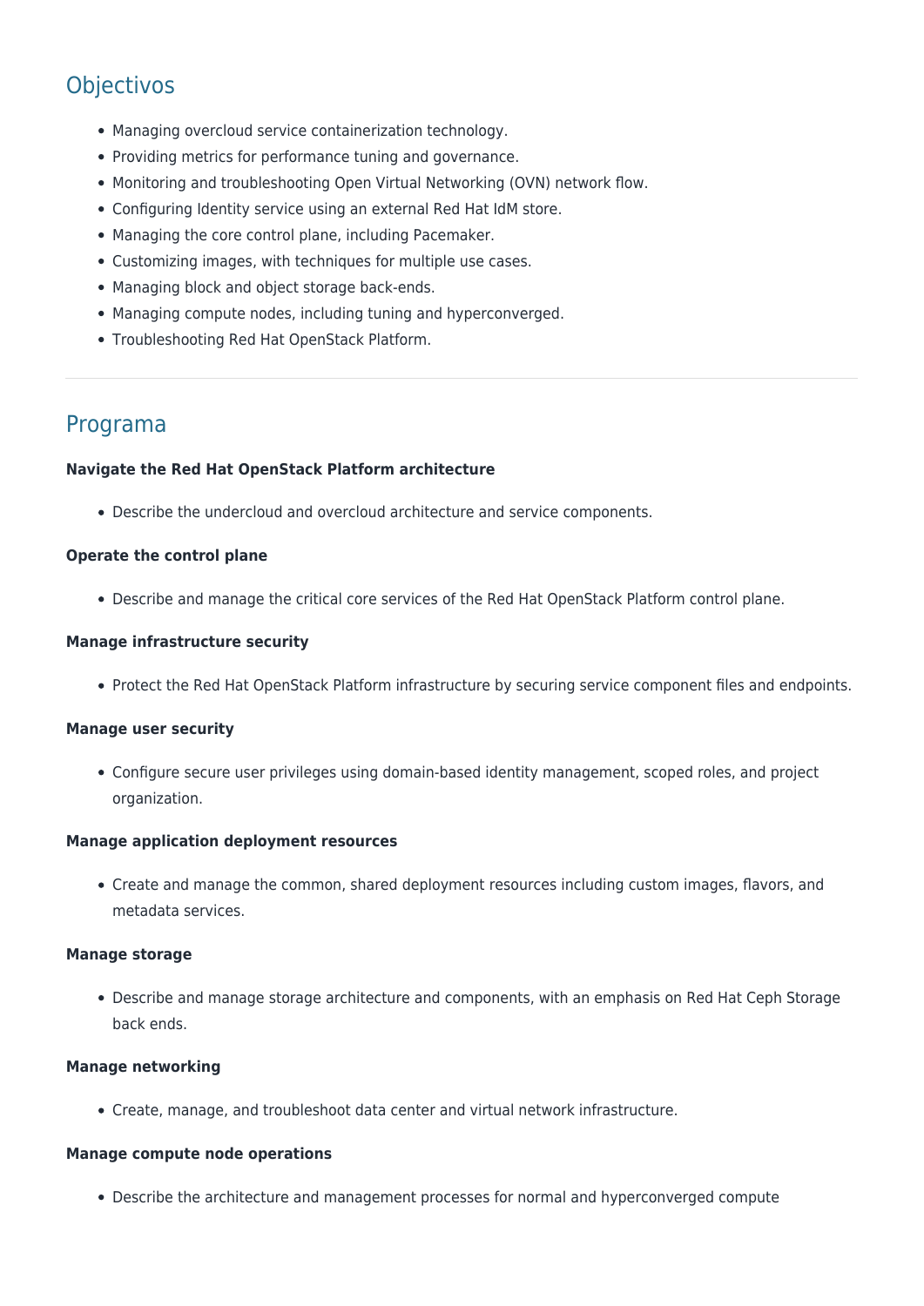## Objectivos

- Managing overcloud service containerization technology.
- Providing metrics for performance tuning and governance.
- Monitoring and troubleshooting Open Virtual Networking (OVN) network flow.
- Configuring Identity service using an external Red Hat IdM store.
- Managing the core control plane, including Pacemaker.
- Customizing images, with techniques for multiple use cases.
- Managing block and object storage back-ends.
- Managing compute nodes, including tuning and hyperconverged.
- Troubleshooting Red Hat OpenStack Platform.

---

## Programa

**Navigate the Red Hat OpenStack Platform architecture**

- Describe the undercloud and overcloud architecture and service components.

**Operate the control plane**

- Describe and manage the critical core services of the Red Hat OpenStack Platform control plane.

**Manage infrastructure security**

- Protect the Red Hat OpenStack Platform infrastructure by securing service component files and endpoints.

**Manage user security**

- Configure secure user privileges using domain-based identity management, scoped roles, and project organization.

**Manage application deployment resources**

- Create and manage the common, shared deployment resources including custom images, flavors, and metadata services.

**Manage storage**

- Describe and manage storage architecture and components, with an emphasis on Red Hat Ceph Storage back ends.

**Manage networking**

- Create, manage, and troubleshoot data center and virtual network infrastructure.

**Manage compute node operations**

- Describe the architecture and management processes for normal and hyperconverged compute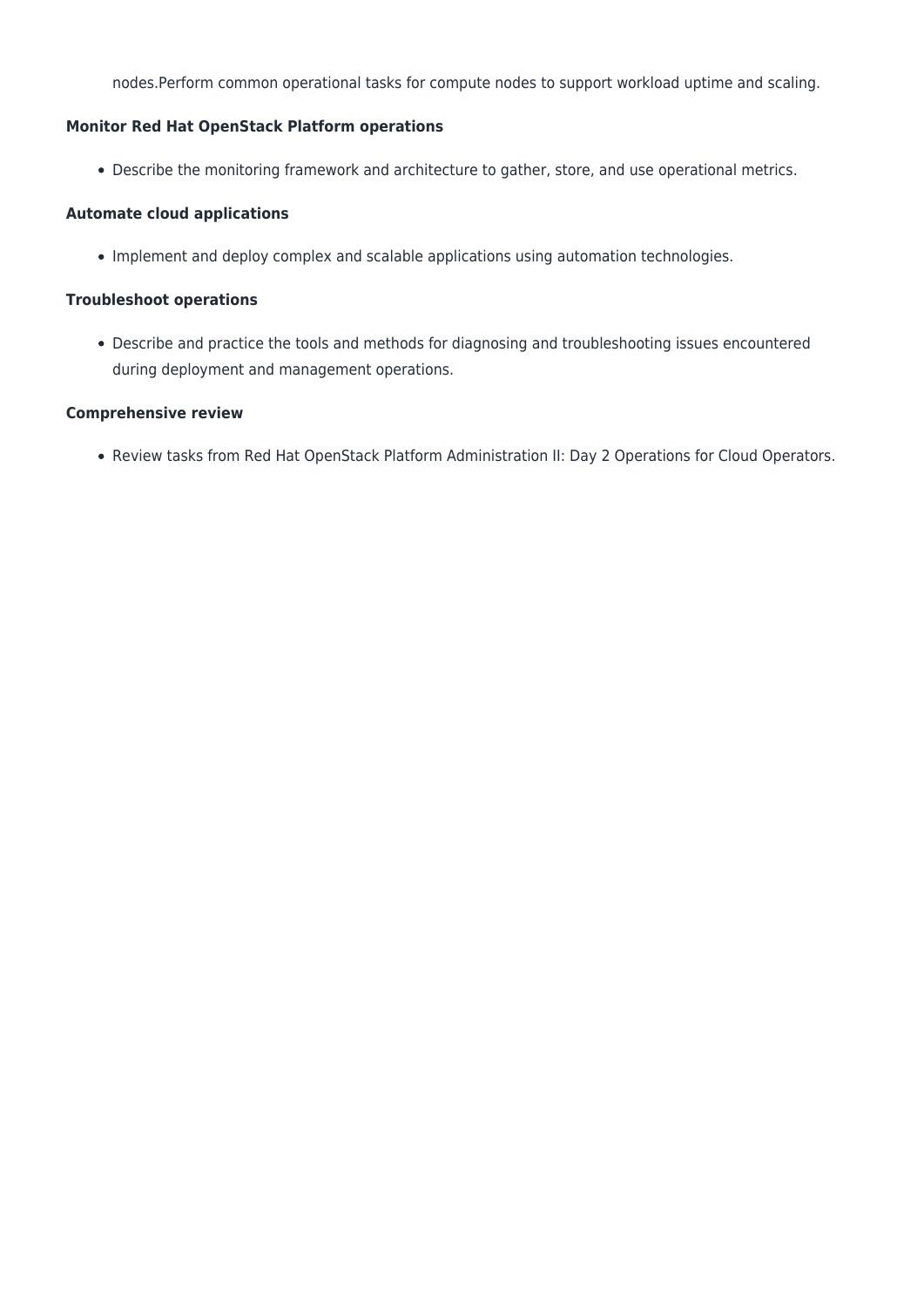nodes.Perform common operational tasks for compute nodes to support workload uptime and scaling.

**Monitor Red Hat OpenStack Platform operations**

- Describe the monitoring framework and architecture to gather, store, and use operational metrics.

**Automate cloud applications**

- Implement and deploy complex and scalable applications using automation technologies.

**Troubleshoot operations**

- Describe and practice the tools and methods for diagnosing and troubleshooting issues encountered during deployment and management operations.

**Comprehensive review**

- Review tasks from Red Hat OpenStack Platform Administration II: Day 2 Operations for Cloud Operators.